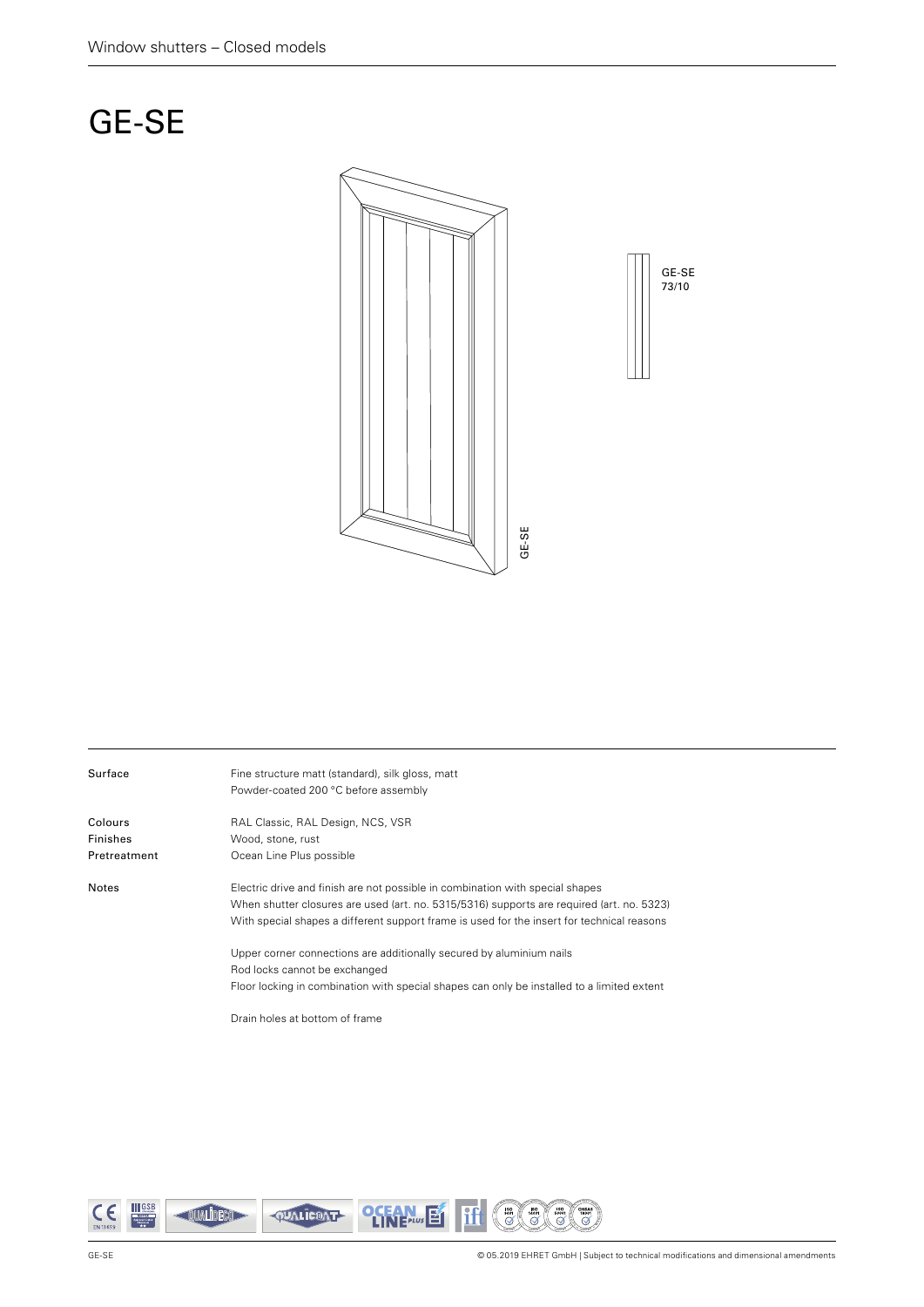# GE-SE

GE-SE

GE-SE
73/10

| | |
|---|---|
| Surface | Fine structure matt (standard), silk gloss, matt<br>Powder-coated 200 °C before assembly |
| Colours | RAL Classic, RAL Design, NCS, VSR |
| Finishes | Wood, stone, rust |
| Pretreatment | Ocean Line Plus possible |
| Notes | Electric drive and finish are not possible in combination with special shapes<br>When shutter closures are used (art. no. 5315/5316) supports are required (art. no. 5323)<br>With special shapes a different support frame is used for the insert for technical reasons<br><br>Upper corner connections are additionally secured by aluminium nails<br>Rod locks cannot be exchanged<br>Floor locking in combination with special shapes can only be installed to a limited extent<br><br>Drain holes at bottom of frame |

© 05.2019 EHRET GmbH | Subject to technical modifications and dimensional amendments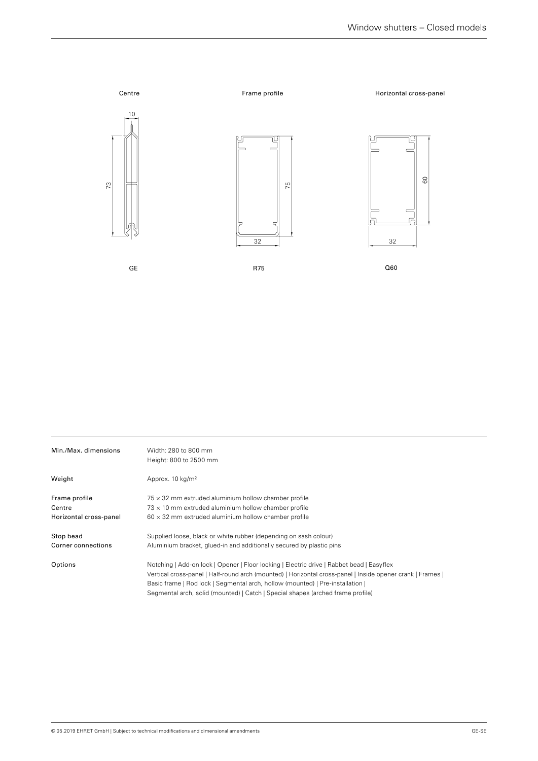Centre

10

73

GE

Frame profile

75

32

R75

Horizontal cross-panel

60

32

Q60

| | |
|---|---|
| Min./Max. dimensions | Width: 280 to 800 mm<br>Height: 800 to 2500 mm |
| Weight | Approx. 10 kg/m² |
| Frame profile | 75 × 32 mm extruded aluminium hollow chamber profile |
| Centre | 73 × 10 mm extruded aluminium hollow chamber profile |
| Horizontal cross-panel | 60 × 32 mm extruded aluminium hollow chamber profile |
| Stop bead | Supplied loose, black or white rubber (depending on sash colour) |
| Corner connections | Aluminium bracket, glued-in and additionally secured by plastic pins |
| Options | Notching \| Add-on lock \| Opener \| Floor locking \| Electric drive \| Rabbet bead \| Easyflex<br>Vertical cross-panel \| Half-round arch (mounted) \| Horizontal cross-panel \| Inside opener crank \| Frames \|<br>Basic frame \| Rod lock \| Segmental arch, hollow (mounted) \| Pre-installation \|<br>Segmental arch, solid (mounted) \| Catch \| Special shapes (arched frame profile) |

© 05.2019 EHRET GmbH | Subject to technical modifications and dimensional amendments